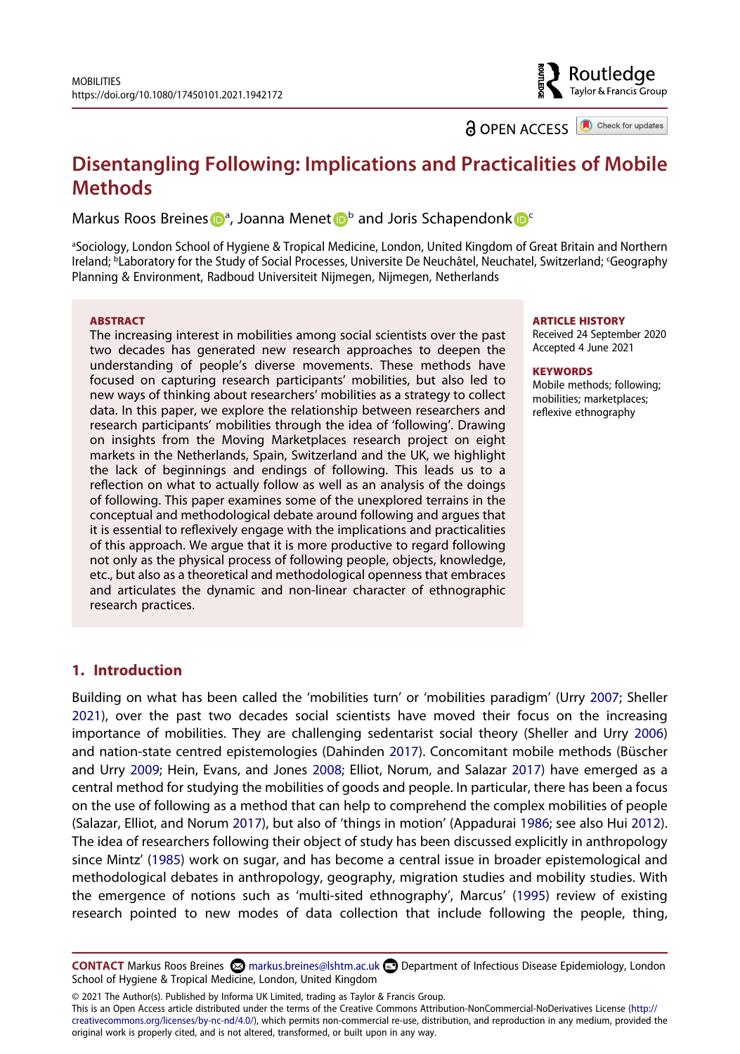# Disentangling Following: Implications and Practicalities of Mobile Methods

Markus Roos Breines[a], Joanna Menet[b] and Joris Schapendonk[c]

[a]Sociology, London School of Hygiene & Tropical Medicine, London, United Kingdom of Great Britain and Northern Ireland; [b]Laboratory for the Study of Social Processes, Universite De Neuchâtel, Neuchatel, Switzerland; [c]Geography Planning & Environment, Radboud Universiteit Nijmegen, Nijmegen, Netherlands

**ABSTRACT**

The increasing interest in mobilities among social scientists over the past two decades has generated new research approaches to deepen the understanding of people's diverse movements. These methods have focused on capturing research participants' mobilities, but also led to new ways of thinking about researchers' mobilities as a strategy to collect data. In this paper, we explore the relationship between researchers and research participants' mobilities through the idea of 'following'. Drawing on insights from the Moving Marketplaces research project on eight markets in the Netherlands, Spain, Switzerland and the UK, we highlight the lack of beginnings and endings of following. This leads us to a reflection on what to actually follow as well as an analysis of the doings of following. This paper examines some of the unexplored terrains in the conceptual and methodological debate around following and argues that it is essential to reflexively engage with the implications and practicalities of this approach. We argue that it is more productive to regard following not only as the physical process of following people, objects, knowledge, etc., but also as a theoretical and methodological openness that embraces and articulates the dynamic and non-linear character of ethnographic research practices.

**ARTICLE HISTORY**

Received 24 September 2020
Accepted 4 June 2021

**KEYWORDS**

Mobile methods; following; mobilities; marketplaces; reflexive ethnography

## 1. Introduction

Building on what has been called the 'mobilities turn' or 'mobilities paradigm' (Urry 2007; Sheller 2021), over the past two decades social scientists have moved their focus on the increasing importance of mobilities. They are challenging sedentarist social theory (Sheller and Urry 2006) and nation-state centred epistemologies (Dahinden 2017). Concomitant mobile methods (Büscher and Urry 2009; Hein, Evans, and Jones 2008; Elliot, Norum, and Salazar 2017) have emerged as a central method for studying the mobilities of goods and people. In particular, there has been a focus on the use of following as a method that can help to comprehend the complex mobilities of people (Salazar, Elliot, and Norum 2017), but also of 'things in motion' (Appadurai 1986; see also Hui 2012). The idea of researchers following their object of study has been discussed explicitly in anthropology since Mintz' (1985) work on sugar, and has become a central issue in broader epistemological and methodological debates in anthropology, geography, migration studies and mobility studies. With the emergence of notions such as 'multi-sited ethnography', Marcus' (1995) review of existing research pointed to new modes of data collection that include following the people, thing,

**CONTACT** Markus Roos Breines markus.breines@lshtm.ac.uk Department of Infectious Disease Epidemiology, London School of Hygiene & Tropical Medicine, London, United Kingdom

© 2021 The Author(s). Published by Informa UK Limited, trading as Taylor & Francis Group.
This is an Open Access article distributed under the terms of the Creative Commons Attribution-NonCommercial-NoDerivatives License (http://creativecommons.org/licenses/by-nc-nd/4.0/), which permits non-commercial re-use, distribution, and reproduction in any medium, provided the original work is properly cited, and is not altered, transformed, or built upon in any way.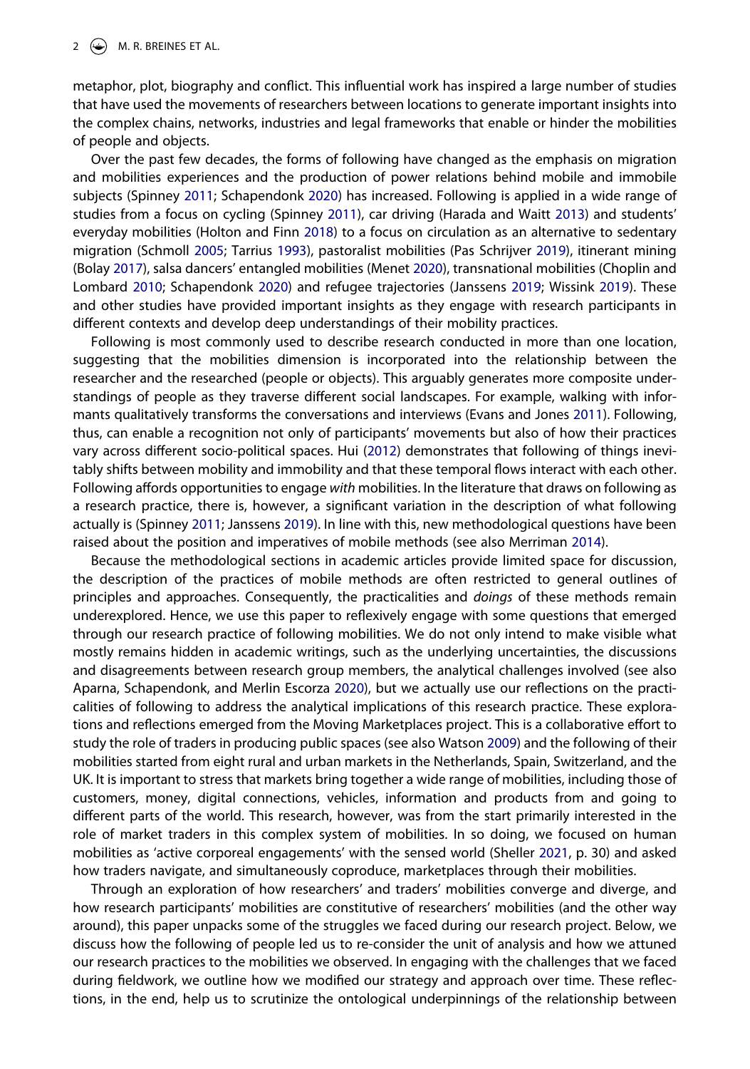metaphor, plot, biography and conflict. This influential work has inspired a large number of studies that have used the movements of researchers between locations to generate important insights into the complex chains, networks, industries and legal frameworks that enable or hinder the mobilities of people and objects.

Over the past few decades, the forms of following have changed as the emphasis on migration and mobilities experiences and the production of power relations behind mobile and immobile subjects (Spinney 2011; Schapendonk 2020) has increased. Following is applied in a wide range of studies from a focus on cycling (Spinney 2011), car driving (Harada and Waitt 2013) and students' everyday mobilities (Holton and Finn 2018) to a focus on circulation as an alternative to sedentary migration (Schmoll 2005; Tarrius 1993), pastoralist mobilities (Pas Schrijver 2019), itinerant mining (Bolay 2017), salsa dancers' entangled mobilities (Menet 2020), transnational mobilities (Choplin and Lombard 2010; Schapendonk 2020) and refugee trajectories (Janssens 2019; Wissink 2019). These and other studies have provided important insights as they engage with research participants in different contexts and develop deep understandings of their mobility practices.

Following is most commonly used to describe research conducted in more than one location, suggesting that the mobilities dimension is incorporated into the relationship between the researcher and the researched (people or objects). This arguably generates more composite understandings of people as they traverse different social landscapes. For example, walking with informants qualitatively transforms the conversations and interviews (Evans and Jones 2011). Following, thus, can enable a recognition not only of participants' movements but also of how their practices vary across different socio-political spaces. Hui (2012) demonstrates that following of things inevitably shifts between mobility and immobility and that these temporal flows interact with each other. Following affords opportunities to engage *with* mobilities. In the literature that draws on following as a research practice, there is, however, a significant variation in the description of what following actually is (Spinney 2011; Janssens 2019). In line with this, new methodological questions have been raised about the position and imperatives of mobile methods (see also Merriman 2014).

Because the methodological sections in academic articles provide limited space for discussion, the description of the practices of mobile methods are often restricted to general outlines of principles and approaches. Consequently, the practicalities and *doings* of these methods remain underexplored. Hence, we use this paper to reflexively engage with some questions that emerged through our research practice of following mobilities. We do not only intend to make visible what mostly remains hidden in academic writings, such as the underlying uncertainties, the discussions and disagreements between research group members, the analytical challenges involved (see also Aparna, Schapendonk, and Merlin Escorza 2020), but we actually use our reflections on the practicalities of following to address the analytical implications of this research practice. These explorations and reflections emerged from the Moving Marketplaces project. This is a collaborative effort to study the role of traders in producing public spaces (see also Watson 2009) and the following of their mobilities started from eight rural and urban markets in the Netherlands, Spain, Switzerland, and the UK. It is important to stress that markets bring together a wide range of mobilities, including those of customers, money, digital connections, vehicles, information and products from and going to different parts of the world. This research, however, was from the start primarily interested in the role of market traders in this complex system of mobilities. In so doing, we focused on human mobilities as 'active corporeal engagements' with the sensed world (Sheller 2021, p. 30) and asked how traders navigate, and simultaneously coproduce, marketplaces through their mobilities.

Through an exploration of how researchers' and traders' mobilities converge and diverge, and how research participants' mobilities are constitutive of researchers' mobilities (and the other way around), this paper unpacks some of the struggles we faced during our research project. Below, we discuss how the following of people led us to re-consider the unit of analysis and how we attuned our research practices to the mobilities we observed. In engaging with the challenges that we faced during fieldwork, we outline how we modified our strategy and approach over time. These reflections, in the end, help us to scrutinize the ontological underpinnings of the relationship between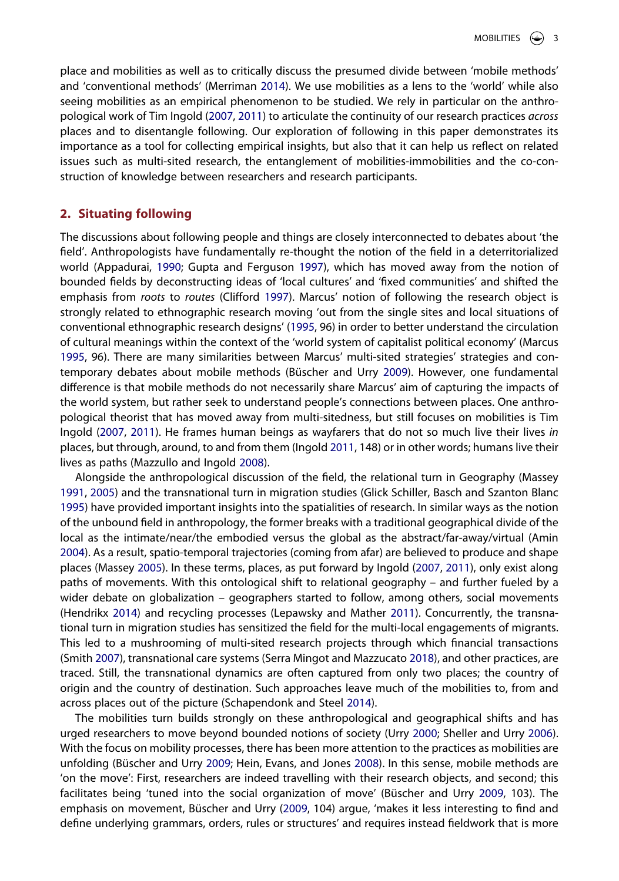place and mobilities as well as to critically discuss the presumed divide between 'mobile methods' and 'conventional methods' (Merriman 2014). We use mobilities as a lens to the 'world' while also seeing mobilities as an empirical phenomenon to be studied. We rely in particular on the anthropological work of Tim Ingold (2007, 2011) to articulate the continuity of our research practices *across* places and to disentangle following. Our exploration of following in this paper demonstrates its importance as a tool for collecting empirical insights, but also that it can help us reflect on related issues such as multi-sited research, the entanglement of mobilities-immobilities and the co-construction of knowledge between researchers and research participants.

## 2. Situating following

The discussions about following people and things are closely interconnected to debates about 'the field'. Anthropologists have fundamentally re-thought the notion of the field in a deterritorialized world (Appadurai, 1990; Gupta and Ferguson 1997), which has moved away from the notion of bounded fields by deconstructing ideas of 'local cultures' and 'fixed communities' and shifted the emphasis from *roots* to *routes* (Clifford 1997). Marcus' notion of following the research object is strongly related to ethnographic research moving 'out from the single sites and local situations of conventional ethnographic research designs' (1995, 96) in order to better understand the circulation of cultural meanings within the context of the 'world system of capitalist political economy' (Marcus 1995, 96). There are many similarities between Marcus' multi-sited strategies' strategies and contemporary debates about mobile methods (Büscher and Urry 2009). However, one fundamental difference is that mobile methods do not necessarily share Marcus' aim of capturing the impacts of the world system, but rather seek to understand people's connections between places. One anthropological theorist that has moved away from multi-sitedness, but still focuses on mobilities is Tim Ingold (2007, 2011). He frames human beings as wayfarers that do not so much live their lives *in* places, but through, around, to and from them (Ingold 2011, 148) or in other words; humans live their lives as paths (Mazzullo and Ingold 2008).

Alongside the anthropological discussion of the field, the relational turn in Geography (Massey 1991, 2005) and the transnational turn in migration studies (Glick Schiller, Basch and Szanton Blanc 1995) have provided important insights into the spatialities of research. In similar ways as the notion of the unbound field in anthropology, the former breaks with a traditional geographical divide of the local as the intimate/near/the embodied versus the global as the abstract/far-away/virtual (Amin 2004). As a result, spatio-temporal trajectories (coming from afar) are believed to produce and shape places (Massey 2005). In these terms, places, as put forward by Ingold (2007, 2011), only exist along paths of movements. With this ontological shift to relational geography – and further fueled by a wider debate on globalization – geographers started to follow, among others, social movements (Hendrikx 2014) and recycling processes (Lepawsky and Mather 2011). Concurrently, the transnational turn in migration studies has sensitized the field for the multi-local engagements of migrants. This led to a mushrooming of multi-sited research projects through which financial transactions (Smith 2007), transnational care systems (Serra Mingot and Mazzucato 2018), and other practices, are traced. Still, the transnational dynamics are often captured from only two places; the country of origin and the country of destination. Such approaches leave much of the mobilities to, from and across places out of the picture (Schapendonk and Steel 2014).

The mobilities turn builds strongly on these anthropological and geographical shifts and has urged researchers to move beyond bounded notions of society (Urry 2000; Sheller and Urry 2006). With the focus on mobility processes, there has been more attention to the practices as mobilities are unfolding (Büscher and Urry 2009; Hein, Evans, and Jones 2008). In this sense, mobile methods are 'on the move': First, researchers are indeed travelling with their research objects, and second; this facilitates being 'tuned into the social organization of move' (Büscher and Urry 2009, 103). The emphasis on movement, Büscher and Urry (2009, 104) argue, 'makes it less interesting to find and define underlying grammars, orders, rules or structures' and requires instead fieldwork that is more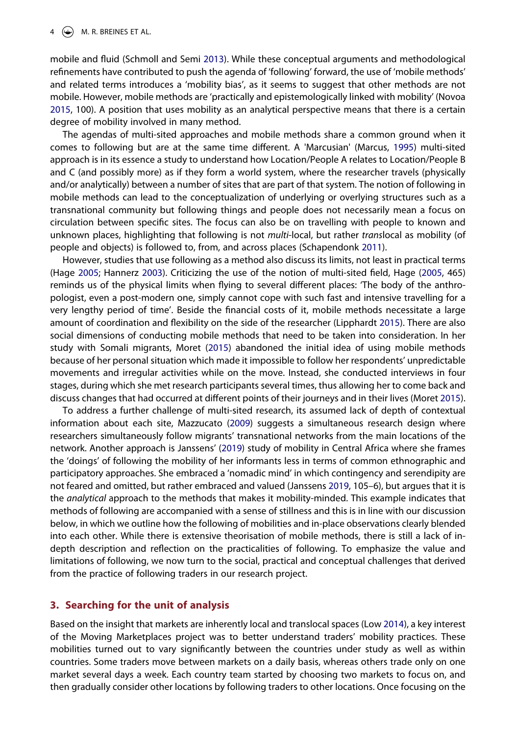mobile and fluid (Schmoll and Semi 2013). While these conceptual arguments and methodological refinements have contributed to push the agenda of 'following' forward, the use of 'mobile methods' and related terms introduces a 'mobility bias', as it seems to suggest that other methods are not mobile. However, mobile methods are 'practically and epistemologically linked with mobility' (Novoa 2015, 100). A position that uses mobility as an analytical perspective means that there is a certain degree of mobility involved in many method.

The agendas of multi-sited approaches and mobile methods share a common ground when it comes to following but are at the same time different. A 'Marcusian' (Marcus, 1995) multi-sited approach is in its essence a study to understand how Location/People A relates to Location/People B and C (and possibly more) as if they form a world system, where the researcher travels (physically and/or analytically) between a number of sites that are part of that system. The notion of following in mobile methods can lead to the conceptualization of underlying or overlying structures such as a transnational community but following things and people does not necessarily mean a focus on circulation between specific sites. The focus can also be on travelling with people to known and unknown places, highlighting that following is not *multi*-local, but rather *trans*local as mobility (of people and objects) is followed to, from, and across places (Schapendonk 2011).

However, studies that use following as a method also discuss its limits, not least in practical terms (Hage 2005; Hannerz 2003). Criticizing the use of the notion of multi-sited field, Hage (2005, 465) reminds us of the physical limits when flying to several different places: 'The body of the anthropologist, even a post-modern one, simply cannot cope with such fast and intensive travelling for a very lengthy period of time'. Beside the financial costs of it, mobile methods necessitate a large amount of coordination and flexibility on the side of the researcher (Lipphardt 2015). There are also social dimensions of conducting mobile methods that need to be taken into consideration. In her study with Somali migrants, Moret (2015) abandoned the initial idea of using mobile methods because of her personal situation which made it impossible to follow her respondents' unpredictable movements and irregular activities while on the move. Instead, she conducted interviews in four stages, during which she met research participants several times, thus allowing her to come back and discuss changes that had occurred at different points of their journeys and in their lives (Moret 2015).

To address a further challenge of multi-sited research, its assumed lack of depth of contextual information about each site, Mazzucato (2009) suggests a simultaneous research design where researchers simultaneously follow migrants' transnational networks from the main locations of the network. Another approach is Janssens' (2019) study of mobility in Central Africa where she frames the 'doings' of following the mobility of her informants less in terms of common ethnographic and participatory approaches. She embraced a 'nomadic mind' in which contingency and serendipity are not feared and omitted, but rather embraced and valued (Janssens 2019, 105–6), but argues that it is the *analytical* approach to the methods that makes it mobility-minded. This example indicates that methods of following are accompanied with a sense of stillness and this is in line with our discussion below, in which we outline how the following of mobilities and in-place observations clearly blended into each other. While there is extensive theorisation of mobile methods, there is still a lack of in-depth description and reflection on the practicalities of following. To emphasize the value and limitations of following, we now turn to the social, practical and conceptual challenges that derived from the practice of following traders in our research project.

## 3. Searching for the unit of analysis

Based on the insight that markets are inherently local and translocal spaces (Low 2014), a key interest of the Moving Marketplaces project was to better understand traders' mobility practices. These mobilities turned out to vary significantly between the countries under study as well as within countries. Some traders move between markets on a daily basis, whereas others trade only on one market several days a week. Each country team started by choosing two markets to focus on, and then gradually consider other locations by following traders to other locations. Once focusing on the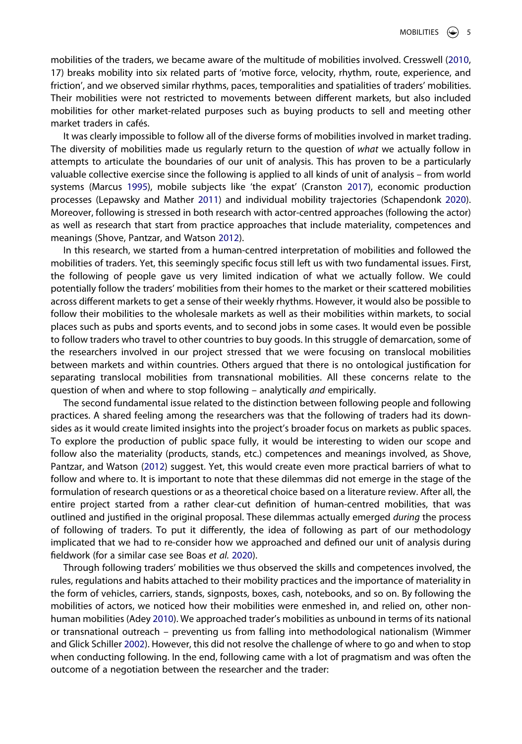mobilities of the traders, we became aware of the multitude of mobilities involved. Cresswell (2010, 17) breaks mobility into six related parts of 'motive force, velocity, rhythm, route, experience, and friction', and we observed similar rhythms, paces, temporalities and spatialities of traders' mobilities. Their mobilities were not restricted to movements between different markets, but also included mobilities for other market-related purposes such as buying products to sell and meeting other market traders in cafés.

It was clearly impossible to follow all of the diverse forms of mobilities involved in market trading. The diversity of mobilities made us regularly return to the question of *what* we actually follow in attempts to articulate the boundaries of our unit of analysis. This has proven to be a particularly valuable collective exercise since the following is applied to all kinds of unit of analysis – from world systems (Marcus 1995), mobile subjects like 'the expat' (Cranston 2017), economic production processes (Lepawsky and Mather 2011) and individual mobility trajectories (Schapendonk 2020). Moreover, following is stressed in both research with actor-centred approaches (following the actor) as well as research that start from practice approaches that include materiality, competences and meanings (Shove, Pantzar, and Watson 2012).

In this research, we started from a human-centred interpretation of mobilities and followed the mobilities of traders. Yet, this seemingly specific focus still left us with two fundamental issues. First, the following of people gave us very limited indication of what we actually follow. We could potentially follow the traders' mobilities from their homes to the market or their scattered mobilities across different markets to get a sense of their weekly rhythms. However, it would also be possible to follow their mobilities to the wholesale markets as well as their mobilities within markets, to social places such as pubs and sports events, and to second jobs in some cases. It would even be possible to follow traders who travel to other countries to buy goods. In this struggle of demarcation, some of the researchers involved in our project stressed that we were focusing on translocal mobilities between markets and within countries. Others argued that there is no ontological justification for separating translocal mobilities from transnational mobilities. All these concerns relate to the question of when and where to stop following – analytically *and* empirically.

The second fundamental issue related to the distinction between following people and following practices. A shared feeling among the researchers was that the following of traders had its downsides as it would create limited insights into the project's broader focus on markets as public spaces. To explore the production of public space fully, it would be interesting to widen our scope and follow also the materiality (products, stands, etc.) competences and meanings involved, as Shove, Pantzar, and Watson (2012) suggest. Yet, this would create even more practical barriers of what to follow and where to. It is important to note that these dilemmas did not emerge in the stage of the formulation of research questions or as a theoretical choice based on a literature review. After all, the entire project started from a rather clear-cut definition of human-centred mobilities, that was outlined and justified in the original proposal. These dilemmas actually emerged *during* the process of following of traders. To put it differently, the idea of following as part of our methodology implicated that we had to re-consider how we approached and defined our unit of analysis during fieldwork (for a similar case see Boas *et al.* 2020).

Through following traders' mobilities we thus observed the skills and competences involved, the rules, regulations and habits attached to their mobility practices and the importance of materiality in the form of vehicles, carriers, stands, signposts, boxes, cash, notebooks, and so on. By following the mobilities of actors, we noticed how their mobilities were enmeshed in, and relied on, other non-human mobilities (Adey 2010). We approached trader's mobilities as unbound in terms of its national or transnational outreach – preventing us from falling into methodological nationalism (Wimmer and Glick Schiller 2002). However, this did not resolve the challenge of where to go and when to stop when conducting following. In the end, following came with a lot of pragmatism and was often the outcome of a negotiation between the researcher and the trader: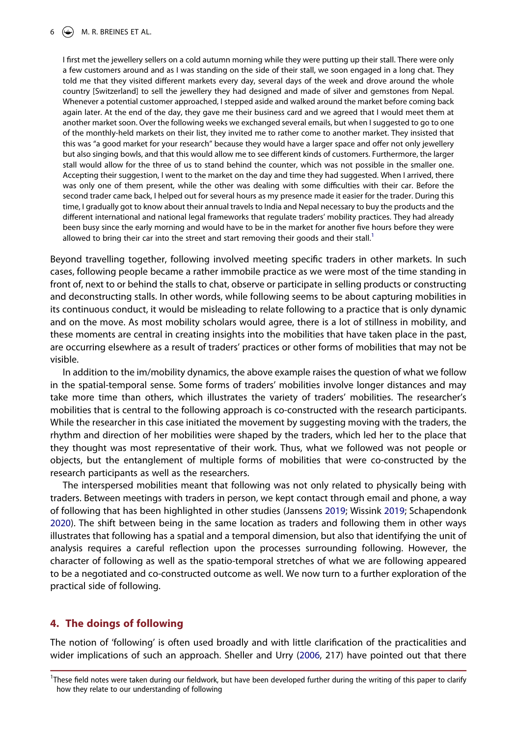> I first met the jewellery sellers on a cold autumn morning while they were putting up their stall. There were only a few customers around and as I was standing on the side of their stall, we soon engaged in a long chat. They told me that they visited different markets every day, several days of the week and drove around the whole country [Switzerland] to sell the jewellery they had designed and made of silver and gemstones from Nepal. Whenever a potential customer approached, I stepped aside and walked around the market before coming back again later. At the end of the day, they gave me their business card and we agreed that I would meet them at another market soon. Over the following weeks we exchanged several emails, but when I suggested to go to one of the monthly-held markets on their list, they invited me to rather come to another market. They insisted that this was "a good market for your research" because they would have a larger space and offer not only jewellery but also singing bowls, and that this would allow me to see different kinds of customers. Furthermore, the larger stall would allow for the three of us to stand behind the counter, which was not possible in the smaller one. Accepting their suggestion, I went to the market on the day and time they had suggested. When I arrived, there was only one of them present, while the other was dealing with some difficulties with their car. Before the second trader came back, I helped out for several hours as my presence made it easier for the trader. During this time, I gradually got to know about their annual travels to India and Nepal necessary to buy the products and the different international and national legal frameworks that regulate traders' mobility practices. They had already been busy since the early morning and would have to be in the market for another five hours before they were allowed to bring their car into the street and start removing their goods and their stall.[1]

Beyond travelling together, following involved meeting specific traders in other markets. In such cases, following people became a rather immobile practice as we were most of the time standing in front of, next to or behind the stalls to chat, observe or participate in selling products or constructing and deconstructing stalls. In other words, while following seems to be about capturing mobilities in its continuous conduct, it would be misleading to relate following to a practice that is only dynamic and on the move. As most mobility scholars would agree, there is a lot of stillness in mobility, and these moments are central in creating insights into the mobilities that have taken place in the past, are occurring elsewhere as a result of traders' practices or other forms of mobilities that may not be visible.

In addition to the im/mobility dynamics, the above example raises the question of what we follow in the spatial-temporal sense. Some forms of traders' mobilities involve longer distances and may take more time than others, which illustrates the variety of traders' mobilities. The researcher's mobilities that is central to the following approach is co-constructed with the research participants. While the researcher in this case initiated the movement by suggesting moving with the traders, the rhythm and direction of her mobilities were shaped by the traders, which led her to the place that they thought was most representative of their work. Thus, what we followed was not people or objects, but the entanglement of multiple forms of mobilities that were co-constructed by the research participants as well as the researchers.

The interspersed mobilities meant that following was not only related to physically being with traders. Between meetings with traders in person, we kept contact through email and phone, a way of following that has been highlighted in other studies (Janssens 2019; Wissink 2019; Schapendonk 2020). The shift between being in the same location as traders and following them in other ways illustrates that following has a spatial and a temporal dimension, but also that identifying the unit of analysis requires a careful reflection upon the processes surrounding following. However, the character of following as well as the spatio-temporal stretches of what we are following appeared to be a negotiated and co-constructed outcome as well. We now turn to a further exploration of the practical side of following.

## 4. The doings of following

The notion of 'following' is often used broadly and with little clarification of the practicalities and wider implications of such an approach. Sheller and Urry (2006, 217) have pointed out that there

[1]These field notes were taken during our fieldwork, but have been developed further during the writing of this paper to clarify how they relate to our understanding of following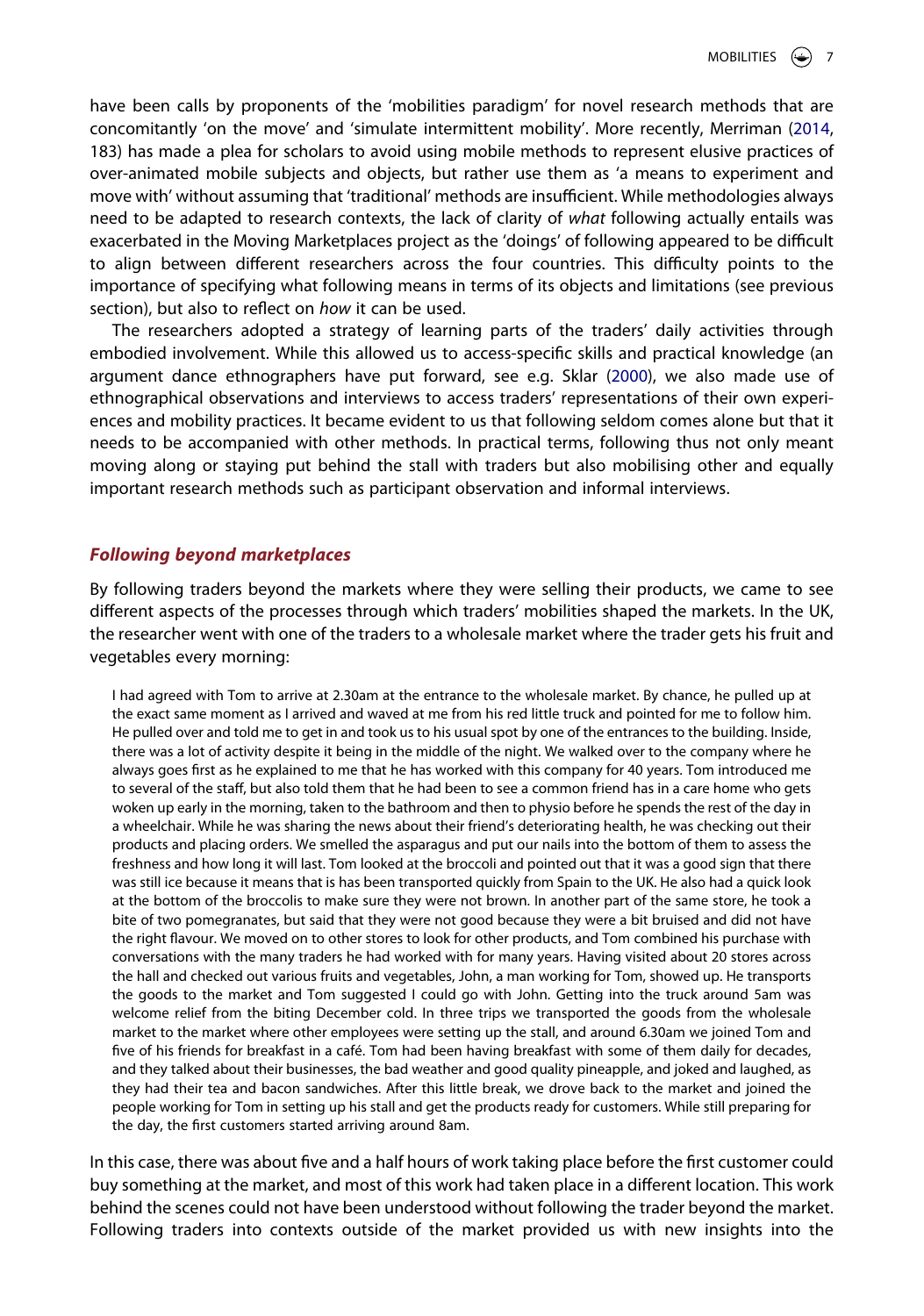have been calls by proponents of the 'mobilities paradigm' for novel research methods that are concomitantly 'on the move' and 'simulate intermittent mobility'. More recently, Merriman (2014, 183) has made a plea for scholars to avoid using mobile methods to represent elusive practices of over-animated mobile subjects and objects, but rather use them as 'a means to experiment and move with' without assuming that 'traditional' methods are insufficient. While methodologies always need to be adapted to research contexts, the lack of clarity of *what* following actually entails was exacerbated in the Moving Marketplaces project as the 'doings' of following appeared to be difficult to align between different researchers across the four countries. This difficulty points to the importance of specifying what following means in terms of its objects and limitations (see previous section), but also to reflect on *how* it can be used.

The researchers adopted a strategy of learning parts of the traders' daily activities through embodied involvement. While this allowed us to access-specific skills and practical knowledge (an argument dance ethnographers have put forward, see e.g. Sklar (2000), we also made use of ethnographical observations and interviews to access traders' representations of their own experiences and mobility practices. It became evident to us that following seldom comes alone but that it needs to be accompanied with other methods. In practical terms, following thus not only meant moving along or staying put behind the stall with traders but also mobilising other and equally important research methods such as participant observation and informal interviews.

### *Following beyond marketplaces*

By following traders beyond the markets where they were selling their products, we came to see different aspects of the processes through which traders' mobilities shaped the markets. In the UK, the researcher went with one of the traders to a wholesale market where the trader gets his fruit and vegetables every morning:

> I had agreed with Tom to arrive at 2.30am at the entrance to the wholesale market. By chance, he pulled up at the exact same moment as I arrived and waved at me from his red little truck and pointed for me to follow him. He pulled over and told me to get in and took us to his usual spot by one of the entrances to the building. Inside, there was a lot of activity despite it being in the middle of the night. We walked over to the company where he always goes first as he explained to me that he has worked with this company for 40 years. Tom introduced me to several of the staff, but also told them that he had been to see a common friend has in a care home who gets woken up early in the morning, taken to the bathroom and then to physio before he spends the rest of the day in a wheelchair. While he was sharing the news about their friend's deteriorating health, he was checking out their products and placing orders. We smelled the asparagus and put our nails into the bottom of them to assess the freshness and how long it will last. Tom looked at the broccoli and pointed out that it was a good sign that there was still ice because it means that is has been transported quickly from Spain to the UK. He also had a quick look at the bottom of the broccolis to make sure they were not brown. In another part of the same store, he took a bite of two pomegranates, but said that they were not good because they were a bit bruised and did not have the right flavour. We moved on to other stores to look for other products, and Tom combined his purchase with conversations with the many traders he had worked with for many years. Having visited about 20 stores across the hall and checked out various fruits and vegetables, John, a man working for Tom, showed up. He transports the goods to the market and Tom suggested I could go with John. Getting into the truck around 5am was welcome relief from the biting December cold. In three trips we transported the goods from the wholesale market to the market where other employees were setting up the stall, and around 6.30am we joined Tom and five of his friends for breakfast in a café. Tom had been having breakfast with some of them daily for decades, and they talked about their businesses, the bad weather and good quality pineapple, and joked and laughed, as they had their tea and bacon sandwiches. After this little break, we drove back to the market and joined the people working for Tom in setting up his stall and get the products ready for customers. While still preparing for the day, the first customers started arriving around 8am.

In this case, there was about five and a half hours of work taking place before the first customer could buy something at the market, and most of this work had taken place in a different location. This work behind the scenes could not have been understood without following the trader beyond the market. Following traders into contexts outside of the market provided us with new insights into the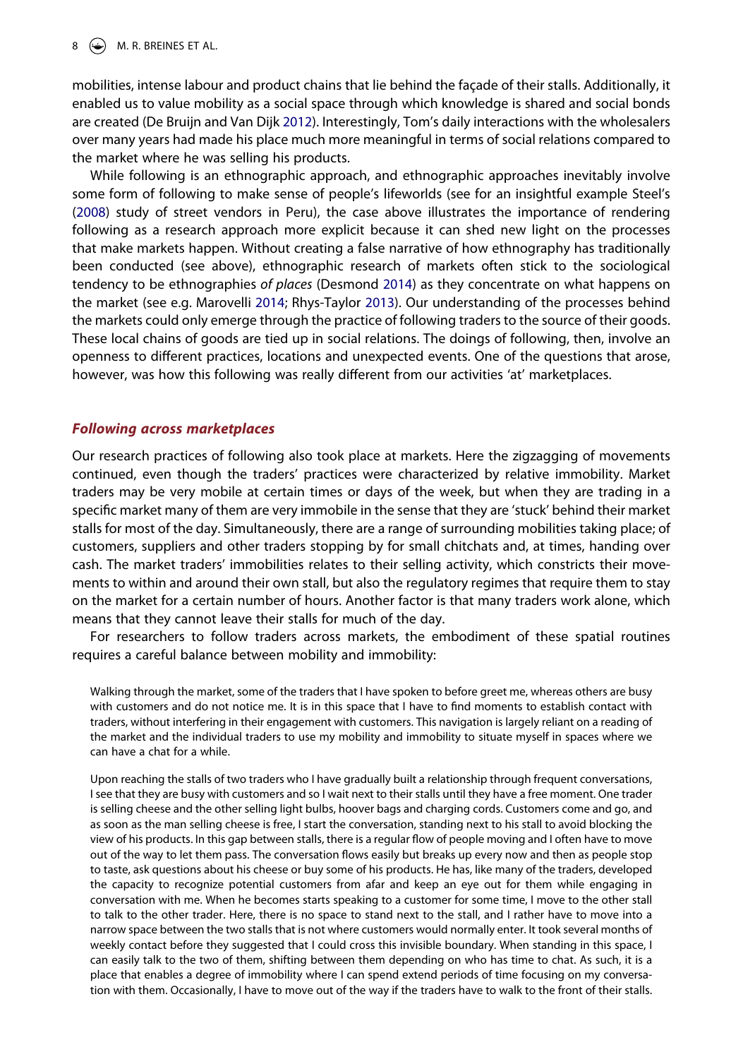mobilities, intense labour and product chains that lie behind the façade of their stalls. Additionally, it enabled us to value mobility as a social space through which knowledge is shared and social bonds are created (De Bruijn and Van Dijk 2012). Interestingly, Tom's daily interactions with the wholesalers over many years had made his place much more meaningful in terms of social relations compared to the market where he was selling his products.

While following is an ethnographic approach, and ethnographic approaches inevitably involve some form of following to make sense of people's lifeworlds (see for an insightful example Steel's (2008) study of street vendors in Peru), the case above illustrates the importance of rendering following as a research approach more explicit because it can shed new light on the processes that make markets happen. Without creating a false narrative of how ethnography has traditionally been conducted (see above), ethnographic research of markets often stick to the sociological tendency to be ethnographies *of places* (Desmond 2014) as they concentrate on what happens on the market (see e.g. Marovelli 2014; Rhys-Taylor 2013). Our understanding of the processes behind the markets could only emerge through the practice of following traders to the source of their goods. These local chains of goods are tied up in social relations. The doings of following, then, involve an openness to different practices, locations and unexpected events. One of the questions that arose, however, was how this following was really different from our activities 'at' marketplaces.

### *Following across marketplaces*

Our research practices of following also took place at markets. Here the zigzagging of movements continued, even though the traders' practices were characterized by relative immobility. Market traders may be very mobile at certain times or days of the week, but when they are trading in a specific market many of them are very immobile in the sense that they are 'stuck' behind their market stalls for most of the day. Simultaneously, there are a range of surrounding mobilities taking place; of customers, suppliers and other traders stopping by for small chitchats and, at times, handing over cash. The market traders' immobilities relates to their selling activity, which constricts their movements to within and around their own stall, but also the regulatory regimes that require them to stay on the market for a certain number of hours. Another factor is that many traders work alone, which means that they cannot leave their stalls for much of the day.

For researchers to follow traders across markets, the embodiment of these spatial routines requires a careful balance between mobility and immobility:

> Walking through the market, some of the traders that I have spoken to before greet me, whereas others are busy with customers and do not notice me. It is in this space that I have to find moments to establish contact with traders, without interfering in their engagement with customers. This navigation is largely reliant on a reading of the market and the individual traders to use my mobility and immobility to situate myself in spaces where we can have a chat for a while.
>
> Upon reaching the stalls of two traders who I have gradually built a relationship through frequent conversations, I see that they are busy with customers and so I wait next to their stalls until they have a free moment. One trader is selling cheese and the other selling light bulbs, hoover bags and charging cords. Customers come and go, and as soon as the man selling cheese is free, I start the conversation, standing next to his stall to avoid blocking the view of his products. In this gap between stalls, there is a regular flow of people moving and I often have to move out of the way to let them pass. The conversation flows easily but breaks up every now and then as people stop to taste, ask questions about his cheese or buy some of his products. He has, like many of the traders, developed the capacity to recognize potential customers from afar and keep an eye out for them while engaging in conversation with me. When he becomes starts speaking to a customer for some time, I move to the other stall to talk to the other trader. Here, there is no space to stand next to the stall, and I rather have to move into a narrow space between the two stalls that is not where customers would normally enter. It took several months of weekly contact before they suggested that I could cross this invisible boundary. When standing in this space, I can easily talk to the two of them, shifting between them depending on who has time to chat. As such, it is a place that enables a degree of immobility where I can spend extend periods of time focusing on my conversation with them. Occasionally, I have to move out of the way if the traders have to walk to the front of their stalls.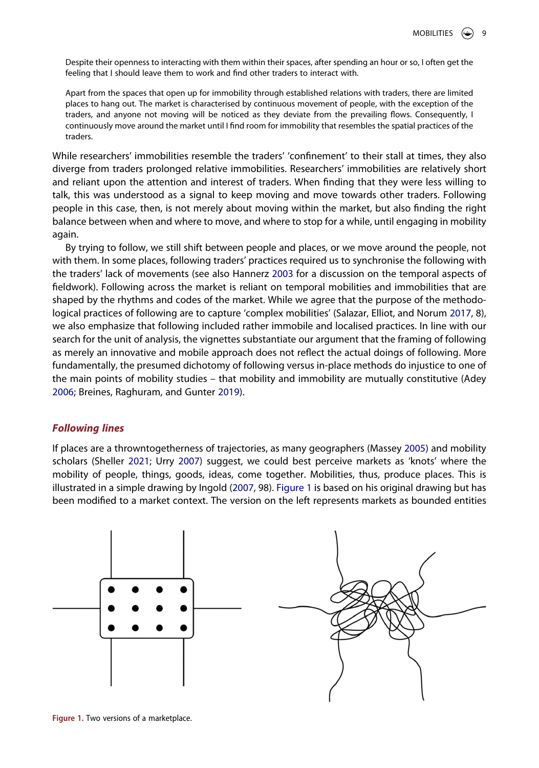> Despite their openness to interacting with them within their spaces, after spending an hour or so, I often get the feeling that I should leave them to work and find other traders to interact with.
>
> Apart from the spaces that open up for immobility through established relations with traders, there are limited places to hang out. The market is characterised by continuous movement of people, with the exception of the traders, and anyone not moving will be noticed as they deviate from the prevailing flows. Consequently, I continuously move around the market until I find room for immobility that resembles the spatial practices of the traders.

While researchers' immobilities resemble the traders' 'confinement' to their stall at times, they also diverge from traders prolonged relative immobilities. Researchers' immobilities are relatively short and reliant upon the attention and interest of traders. When finding that they were less willing to talk, this was understood as a signal to keep moving and move towards other traders. Following people in this case, then, is not merely about moving within the market, but also finding the right balance between when and where to move, and where to stop for a while, until engaging in mobility again.

By trying to follow, we still shift between people and places, or we move around the people, not with them. In some places, following traders' practices required us to synchronise the following with the traders' lack of movements (see also Hannerz 2003 for a discussion on the temporal aspects of fieldwork). Following across the market is reliant on temporal mobilities and immobilities that are shaped by the rhythms and codes of the market. While we agree that the purpose of the methodological practices of following are to capture 'complex mobilities' (Salazar, Elliot, and Norum 2017, 8), we also emphasize that following included rather immobile and localised practices. In line with our search for the unit of analysis, the vignettes substantiate our argument that the framing of following as merely an innovative and mobile approach does not reflect the actual doings of following. More fundamentally, the presumed dichotomy of following versus in-place methods do injustice to one of the main points of mobility studies – that mobility and immobility are mutually constitutive (Adey 2006; Breines, Raghuram, and Gunter 2019).

## *Following lines*

If places are a throwntogetherness of trajectories, as many geographers (Massey 2005) and mobility scholars (Sheller 2021; Urry 2007) suggest, we could best perceive markets as 'knots' where the mobility of people, things, goods, ideas, come together. Mobilities, thus, produce places. This is illustrated in a simple drawing by Ingold (2007, 98). Figure 1 is based on his original drawing but has been modified to a market context. The version on the left represents markets as bounded entities

**Figure 1.** Two versions of a marketplace.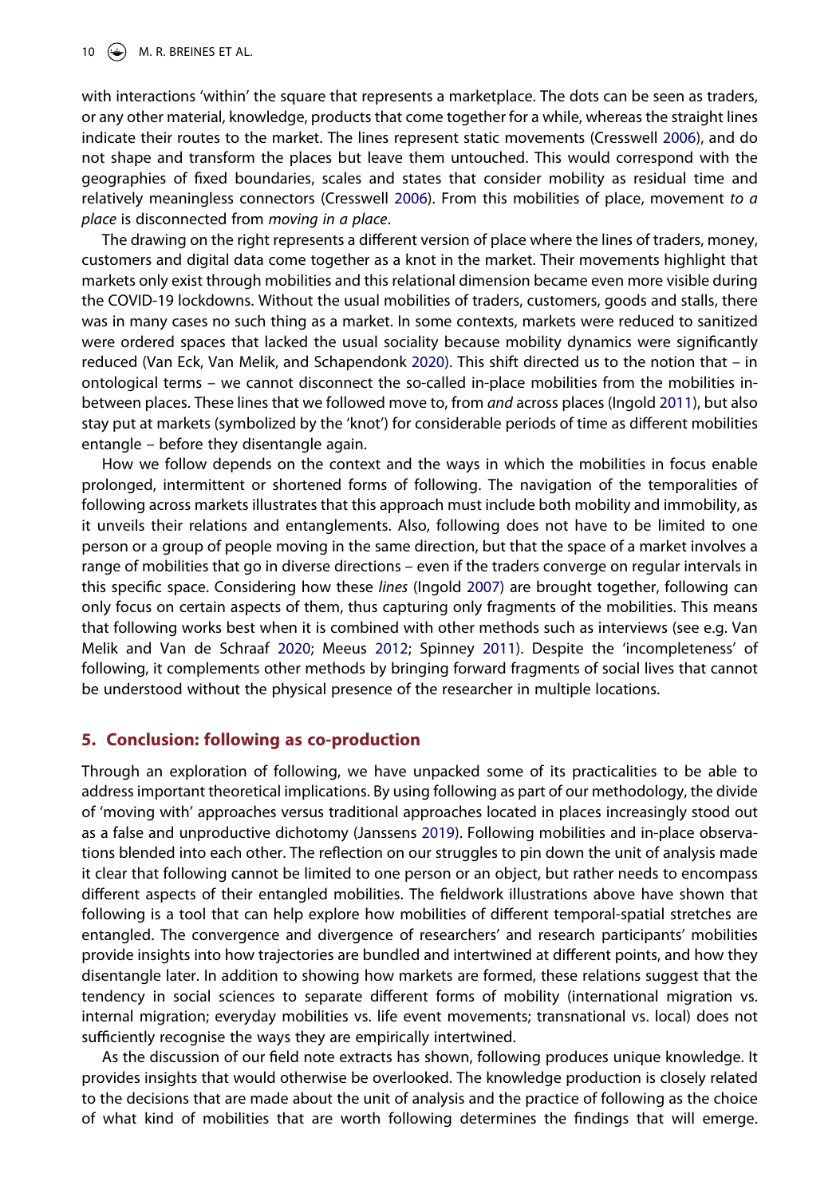with interactions 'within' the square that represents a marketplace. The dots can be seen as traders, or any other material, knowledge, products that come together for a while, whereas the straight lines indicate their routes to the market. The lines represent static movements (Cresswell 2006), and do not shape and transform the places but leave them untouched. This would correspond with the geographies of fixed boundaries, scales and states that consider mobility as residual time and relatively meaningless connectors (Cresswell 2006). From this mobilities of place, movement *to a place* is disconnected from *moving in a place*.

The drawing on the right represents a different version of place where the lines of traders, money, customers and digital data come together as a knot in the market. Their movements highlight that markets only exist through mobilities and this relational dimension became even more visible during the COVID-19 lockdowns. Without the usual mobilities of traders, customers, goods and stalls, there was in many cases no such thing as a market. In some contexts, markets were reduced to sanitized were ordered spaces that lacked the usual sociality because mobility dynamics were significantly reduced (Van Eck, Van Melik, and Schapendonk 2020). This shift directed us to the notion that – in ontological terms – we cannot disconnect the so-called in-place mobilities from the mobilities in-between places. These lines that we followed move to, from *and* across places (Ingold 2011), but also stay put at markets (symbolized by the 'knot') for considerable periods of time as different mobilities entangle – before they disentangle again.

How we follow depends on the context and the ways in which the mobilities in focus enable prolonged, intermittent or shortened forms of following. The navigation of the temporalities of following across markets illustrates that this approach must include both mobility and immobility, as it unveils their relations and entanglements. Also, following does not have to be limited to one person or a group of people moving in the same direction, but that the space of a market involves a range of mobilities that go in diverse directions – even if the traders converge on regular intervals in this specific space. Considering how these *lines* (Ingold 2007) are brought together, following can only focus on certain aspects of them, thus capturing only fragments of the mobilities. This means that following works best when it is combined with other methods such as interviews (see e.g. Van Melik and Van de Schraaf 2020; Meeus 2012; Spinney 2011). Despite the 'incompleteness' of following, it complements other methods by bringing forward fragments of social lives that cannot be understood without the physical presence of the researcher in multiple locations.

## 5. Conclusion: following as co-production

Through an exploration of following, we have unpacked some of its practicalities to be able to address important theoretical implications. By using following as part of our methodology, the divide of 'moving with' approaches versus traditional approaches located in places increasingly stood out as a false and unproductive dichotomy (Janssens 2019). Following mobilities and in-place observations blended into each other. The reflection on our struggles to pin down the unit of analysis made it clear that following cannot be limited to one person or an object, but rather needs to encompass different aspects of their entangled mobilities. The fieldwork illustrations above have shown that following is a tool that can help explore how mobilities of different temporal-spatial stretches are entangled. The convergence and divergence of researchers' and research participants' mobilities provide insights into how trajectories are bundled and intertwined at different points, and how they disentangle later. In addition to showing how markets are formed, these relations suggest that the tendency in social sciences to separate different forms of mobility (international migration vs. internal migration; everyday mobilities vs. life event movements; transnational vs. local) does not sufficiently recognise the ways they are empirically intertwined.

As the discussion of our field note extracts has shown, following produces unique knowledge. It provides insights that would otherwise be overlooked. The knowledge production is closely related to the decisions that are made about the unit of analysis and the practice of following as the choice of what kind of mobilities that are worth following determines the findings that will emerge.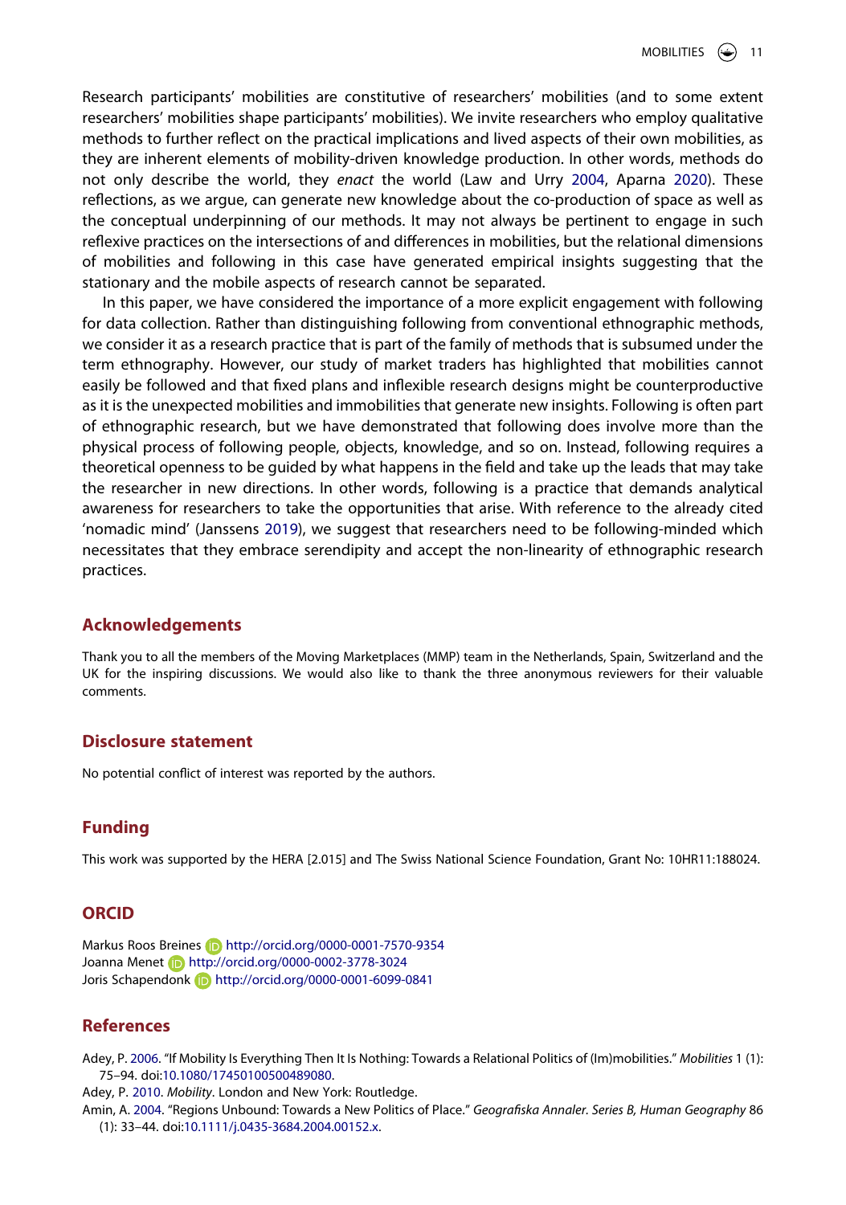Research participants' mobilities are constitutive of researchers' mobilities (and to some extent researchers' mobilities shape participants' mobilities). We invite researchers who employ qualitative methods to further reflect on the practical implications and lived aspects of their own mobilities, as they are inherent elements of mobility-driven knowledge production. In other words, methods do not only describe the world, they *enact* the world (Law and Urry 2004, Aparna 2020). These reflections, as we argue, can generate new knowledge about the co-production of space as well as the conceptual underpinning of our methods. It may not always be pertinent to engage in such reflexive practices on the intersections of and differences in mobilities, but the relational dimensions of mobilities and following in this case have generated empirical insights suggesting that the stationary and the mobile aspects of research cannot be separated.

In this paper, we have considered the importance of a more explicit engagement with following for data collection. Rather than distinguishing following from conventional ethnographic methods, we consider it as a research practice that is part of the family of methods that is subsumed under the term ethnography. However, our study of market traders has highlighted that mobilities cannot easily be followed and that fixed plans and inflexible research designs might be counterproductive as it is the unexpected mobilities and immobilities that generate new insights. Following is often part of ethnographic research, but we have demonstrated that following does involve more than the physical process of following people, objects, knowledge, and so on. Instead, following requires a theoretical openness to be guided by what happens in the field and take up the leads that may take the researcher in new directions. In other words, following is a practice that demands analytical awareness for researchers to take the opportunities that arise. With reference to the already cited 'nomadic mind' (Janssens 2019), we suggest that researchers need to be following-minded which necessitates that they embrace serendipity and accept the non-linearity of ethnographic research practices.

## Acknowledgements

Thank you to all the members of the Moving Marketplaces (MMP) team in the Netherlands, Spain, Switzerland and the UK for the inspiring discussions. We would also like to thank the three anonymous reviewers for their valuable comments.

## Disclosure statement

No potential conflict of interest was reported by the authors.

## Funding

This work was supported by the HERA [2.015] and The Swiss National Science Foundation, Grant No: 10HR11:188024.

## ORCID

Markus Roos Breines http://orcid.org/0000-0001-7570-9354
Joanna Menet http://orcid.org/0000-0002-3778-3024
Joris Schapendonk http://orcid.org/0000-0001-6099-0841

## References

Adey, P. 2006. "If Mobility Is Everything Then It Is Nothing: Towards a Relational Politics of (Im)mobilities." *Mobilities* 1 (1): 75–94. doi:10.1080/17450100500489080.

Adey, P. 2010. *Mobility*. London and New York: Routledge.

Amin, A. 2004. "Regions Unbound: Towards a New Politics of Place." *Geografiska Annaler. Series B, Human Geography* 86 (1): 33–44. doi:10.1111/j.0435-3684.2004.00152.x.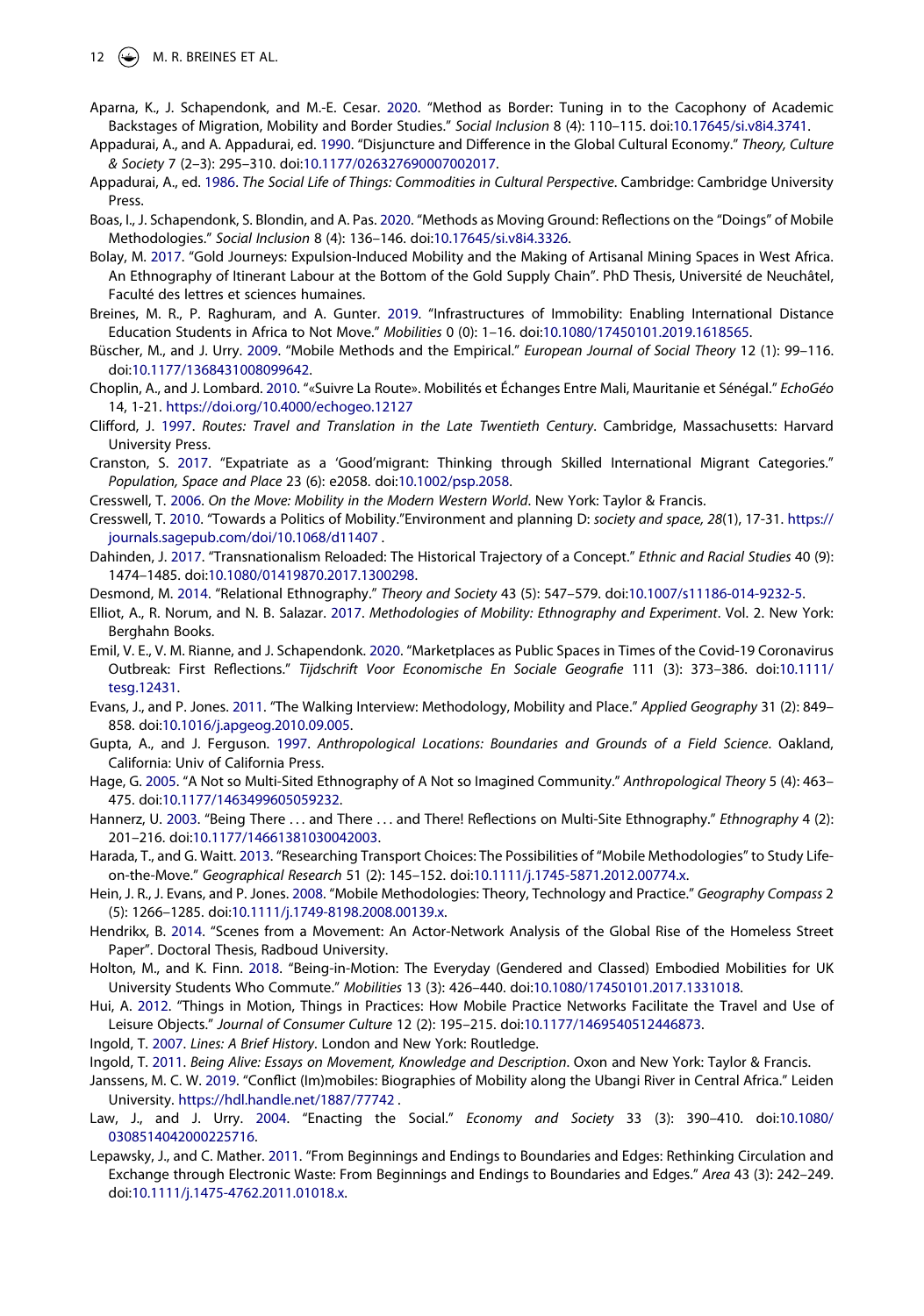Aparna, K., J. Schapendonk, and M.-E. Cesar. 2020. "Method as Border: Tuning in to the Cacophony of Academic Backstages of Migration, Mobility and Border Studies." *Social Inclusion* 8 (4): 110–115. doi:10.17645/si.v8i4.3741.

Appadurai, A., and A. Appadurai, ed. 1990. "Disjuncture and Difference in the Global Cultural Economy." *Theory, Culture & Society* 7 (2–3): 295–310. doi:10.1177/026327690007002017.

Appadurai, A., ed. 1986. *The Social Life of Things: Commodities in Cultural Perspective*. Cambridge: Cambridge University Press.

Boas, I., J. Schapendonk, S. Blondin, and A. Pas. 2020. "Methods as Moving Ground: Reflections on the "Doings" of Mobile Methodologies." *Social Inclusion* 8 (4): 136–146. doi:10.17645/si.v8i4.3326.

Bolay, M. 2017. "Gold Journeys: Expulsion-Induced Mobility and the Making of Artisanal Mining Spaces in West Africa. An Ethnography of Itinerant Labour at the Bottom of the Gold Supply Chain". PhD Thesis, Université de Neuchâtel, Faculté des lettres et sciences humaines.

Breines, M. R., P. Raghuram, and A. Gunter. 2019. "Infrastructures of Immobility: Enabling International Distance Education Students in Africa to Not Move." *Mobilities* 0 (0): 1–16. doi:10.1080/17450101.2019.1618565.

Büscher, M., and J. Urry. 2009. "Mobile Methods and the Empirical." *European Journal of Social Theory* 12 (1): 99–116. doi:10.1177/1368431008099642.

Choplin, A., and J. Lombard. 2010. "«Suivre La Route». Mobilités et Échanges Entre Mali, Mauritanie et Sénégal." *EchoGéo* 14, 1-21. https://doi.org/10.4000/echogeo.12127

Clifford, J. 1997. *Routes: Travel and Translation in the Late Twentieth Century*. Cambridge, Massachusetts: Harvard University Press.

Cranston, S. 2017. "Expatriate as a 'Good'migrant: Thinking through Skilled International Migrant Categories." *Population, Space and Place* 23 (6): e2058. doi:10.1002/psp.2058.

Cresswell, T. 2006. *On the Move: Mobility in the Modern Western World*. New York: Taylor & Francis.

Cresswell, T. 2010. "Towards a Politics of Mobility."Environment and planning D: *society and space, 28*(1), 17-31. https://journals.sagepub.com/doi/10.1068/d11407 .

Dahinden, J. 2017. "Transnationalism Reloaded: The Historical Trajectory of a Concept." *Ethnic and Racial Studies* 40 (9): 1474–1485. doi:10.1080/01419870.2017.1300298.

Desmond, M. 2014. "Relational Ethnography." *Theory and Society* 43 (5): 547–579. doi:10.1007/s11186-014-9232-5.

Elliot, A., R. Norum, and N. B. Salazar. 2017. *Methodologies of Mobility: Ethnography and Experiment*. Vol. 2. New York: Berghahn Books.

Emil, V. E., V. M. Rianne, and J. Schapendonk. 2020. "Marketplaces as Public Spaces in Times of the Covid-19 Coronavirus Outbreak: First Reflections." *Tijdschrift Voor Economische En Sociale Geografie* 111 (3): 373–386. doi:10.1111/tesg.12431.

Evans, J., and P. Jones. 2011. "The Walking Interview: Methodology, Mobility and Place." *Applied Geography* 31 (2): 849–858. doi:10.1016/j.apgeog.2010.09.005.

Gupta, A., and J. Ferguson. 1997. *Anthropological Locations: Boundaries and Grounds of a Field Science*. Oakland, California: Univ of California Press.

Hage, G. 2005. "A Not so Multi-Sited Ethnography of A Not so Imagined Community." *Anthropological Theory* 5 (4): 463–475. doi:10.1177/1463499605059232.

Hannerz, U. 2003. "Being There . . . and There . . . and There! Reflections on Multi-Site Ethnography." *Ethnography* 4 (2): 201–216. doi:10.1177/14661381030042003.

Harada, T., and G. Waitt. 2013. "Researching Transport Choices: The Possibilities of "Mobile Methodologies" to Study Life-on-the-Move." *Geographical Research* 51 (2): 145–152. doi:10.1111/j.1745-5871.2012.00774.x.

Hein, J. R., J. Evans, and P. Jones. 2008. "Mobile Methodologies: Theory, Technology and Practice." *Geography Compass* 2 (5): 1266–1285. doi:10.1111/j.1749-8198.2008.00139.x.

Hendrikx, B. 2014. "Scenes from a Movement: An Actor-Network Analysis of the Global Rise of the Homeless Street Paper". Doctoral Thesis, Radboud University.

Holton, M., and K. Finn. 2018. "Being-in-Motion: The Everyday (Gendered and Classed) Embodied Mobilities for UK University Students Who Commute." *Mobilities* 13 (3): 426–440. doi:10.1080/17450101.2017.1331018.

Hui, A. 2012. "Things in Motion, Things in Practices: How Mobile Practice Networks Facilitate the Travel and Use of Leisure Objects." *Journal of Consumer Culture* 12 (2): 195–215. doi:10.1177/1469540512446873.

Ingold, T. 2007. *Lines: A Brief History*. London and New York: Routledge.

Ingold, T. 2011. *Being Alive: Essays on Movement, Knowledge and Description*. Oxon and New York: Taylor & Francis.

Janssens, M. C. W. 2019. "Conflict (Im)mobiles: Biographies of Mobility along the Ubangi River in Central Africa." Leiden University. https://hdl.handle.net/1887/77742 .

Law, J., and J. Urry. 2004. "Enacting the Social." *Economy and Society* 33 (3): 390–410. doi:10.1080/0308514042000225716.

Lepawsky, J., and C. Mather. 2011. "From Beginnings and Endings to Boundaries and Edges: Rethinking Circulation and Exchange through Electronic Waste: From Beginnings and Endings to Boundaries and Edges." *Area* 43 (3): 242–249. doi:10.1111/j.1475-4762.2011.01018.x.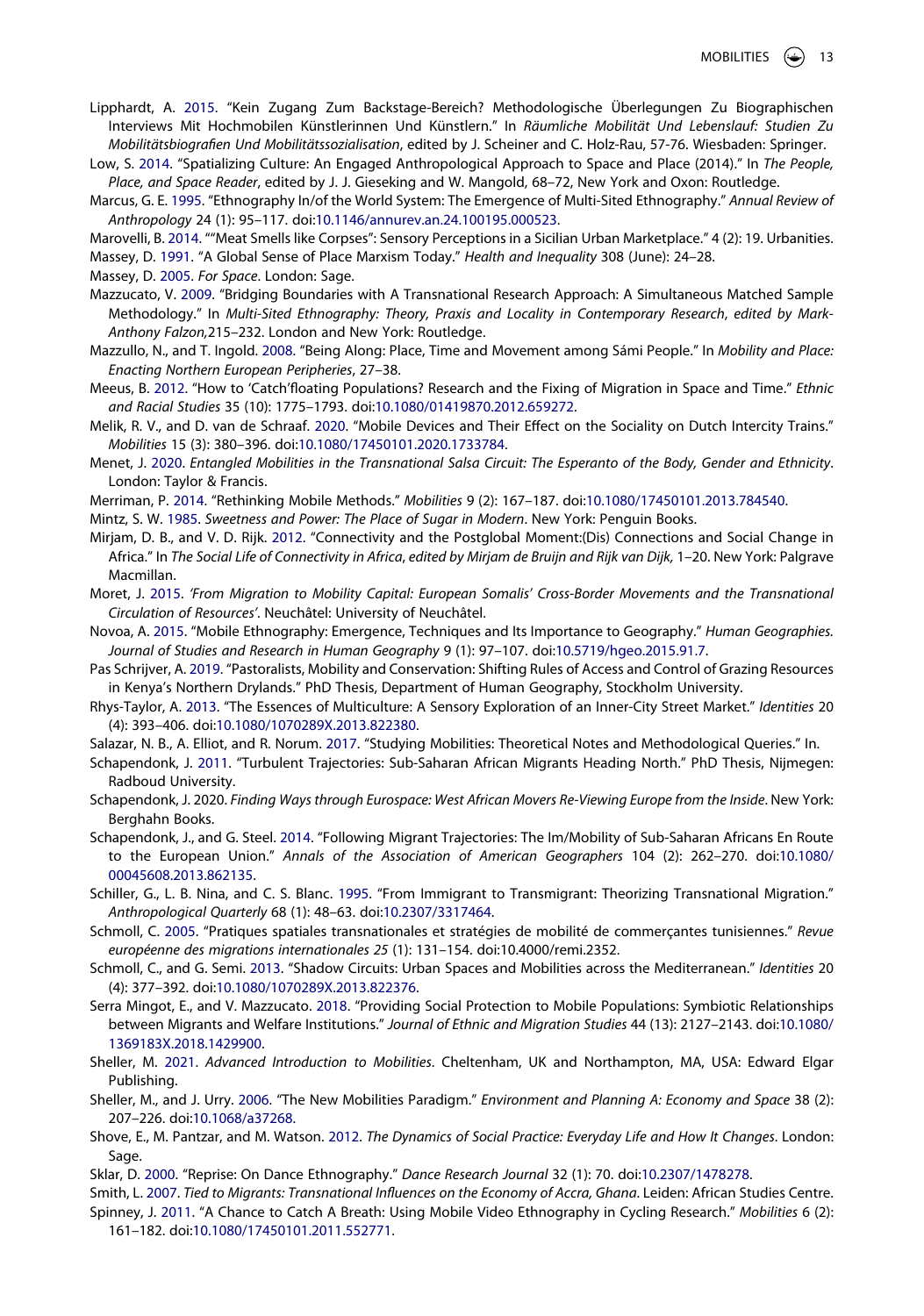Lipphardt, A. 2015. "Kein Zugang Zum Backstage-Bereich? Methodologische Überlegungen Zu Biographischen Interviews Mit Hochmobilen Künstlerinnen Und Künstlern." In *Räumliche Mobilität Und Lebenslauf: Studien Zu Mobilitätsbiografien Und Mobilitätssozialisation*, edited by J. Scheiner and C. Holz-Rau, 57-76. Wiesbaden: Springer.

Low, S. 2014. "Spatializing Culture: An Engaged Anthropological Approach to Space and Place (2014)." In *The People, Place, and Space Reader*, edited by J. J. Gieseking and W. Mangold, 68–72, New York and Oxon: Routledge.

Marcus, G. E. 1995. "Ethnography In/of the World System: The Emergence of Multi-Sited Ethnography." *Annual Review of Anthropology* 24 (1): 95–117. doi:10.1146/annurev.an.24.100195.000523.

Marovelli, B. 2014. ""Meat Smells like Corpses": Sensory Perceptions in a Sicilian Urban Marketplace." 4 (2): 19. Urbanities.

Massey, D. 1991. "A Global Sense of Place Marxism Today." *Health and Inequality* 308 (June): 24–28.

Massey, D. 2005. *For Space*. London: Sage.

Mazzucato, V. 2009. "Bridging Boundaries with A Transnational Research Approach: A Simultaneous Matched Sample Methodology." In *Multi-Sited Ethnography: Theory, Praxis and Locality in Contemporary Research, edited by Mark-Anthony Falzon,*215–232. London and New York: Routledge.

Mazzullo, N., and T. Ingold. 2008. "Being Along: Place, Time and Movement among Sámi People." In *Mobility and Place: Enacting Northern European Peripheries*, 27–38.

Meeus, B. 2012. "How to 'Catch'floating Populations? Research and the Fixing of Migration in Space and Time." *Ethnic and Racial Studies* 35 (10): 1775–1793. doi:10.1080/01419870.2012.659272.

Melik, R. V., and D. van de Schraaf. 2020. "Mobile Devices and Their Effect on the Sociality on Dutch Intercity Trains." *Mobilities* 15 (3): 380–396. doi:10.1080/17450101.2020.1733784.

Menet, J. 2020. *Entangled Mobilities in the Transnational Salsa Circuit: The Esperanto of the Body, Gender and Ethnicity*. London: Taylor & Francis.

Merriman, P. 2014. "Rethinking Mobile Methods." *Mobilities* 9 (2): 167–187. doi:10.1080/17450101.2013.784540.

Mintz, S. W. 1985. *Sweetness and Power: The Place of Sugar in Modern*. New York: Penguin Books.

Mirjam, D. B., and V. D. Rijk. 2012. "Connectivity and the Postglobal Moment:(Dis) Connections and Social Change in Africa." In *The Social Life of Connectivity in Africa, edited by Mirjam de Bruijn and Rijk van Dijk,* 1–20. New York: Palgrave Macmillan.

Moret, J. 2015. *'From Migration to Mobility Capital: European Somalis' Cross-Border Movements and the Transnational Circulation of Resources'*. Neuchâtel: University of Neuchâtel.

Novoa, A. 2015. "Mobile Ethnography: Emergence, Techniques and Its Importance to Geography." *Human Geographies. Journal of Studies and Research in Human Geography* 9 (1): 97–107. doi:10.5719/hgeo.2015.91.7.

Pas Schrijver, A. 2019. "Pastoralists, Mobility and Conservation: Shifting Rules of Access and Control of Grazing Resources in Kenya's Northern Drylands." PhD Thesis, Department of Human Geography, Stockholm University.

Rhys-Taylor, A. 2013. "The Essences of Multiculture: A Sensory Exploration of an Inner-City Street Market." *Identities* 20 (4): 393–406. doi:10.1080/1070289X.2013.822380.

Salazar, N. B., A. Elliot, and R. Norum. 2017. "Studying Mobilities: Theoretical Notes and Methodological Queries." In.

Schapendonk, J. 2011. "Turbulent Trajectories: Sub-Saharan African Migrants Heading North." PhD Thesis, Nijmegen: Radboud University.

Schapendonk, J. 2020. *Finding Ways through Eurospace: West African Movers Re-Viewing Europe from the Inside*. New York: Berghahn Books.

Schapendonk, J., and G. Steel. 2014. "Following Migrant Trajectories: The Im/Mobility of Sub-Saharan Africans En Route to the European Union." *Annals of the Association of American Geographers* 104 (2): 262–270. doi:10.1080/00045608.2013.862135.

Schiller, G., L. B. Nina, and C. S. Blanc. 1995. "From Immigrant to Transmigrant: Theorizing Transnational Migration." *Anthropological Quarterly* 68 (1): 48–63. doi:10.2307/3317464.

Schmoll, C. 2005. "Pratiques spatiales transnationales et stratégies de mobilité de commerçantes tunisiennes." *Revue européenne des migrations internationales 25* (1): 131–154. doi:10.4000/remi.2352.

Schmoll, C., and G. Semi. 2013. "Shadow Circuits: Urban Spaces and Mobilities across the Mediterranean." *Identities* 20 (4): 377–392. doi:10.1080/1070289X.2013.822376.

Serra Mingot, E., and V. Mazzucato. 2018. "Providing Social Protection to Mobile Populations: Symbiotic Relationships between Migrants and Welfare Institutions." *Journal of Ethnic and Migration Studies* 44 (13): 2127–2143. doi:10.1080/1369183X.2018.1429900.

Sheller, M. 2021. *Advanced Introduction to Mobilities*. Cheltenham, UK and Northampton, MA, USA: Edward Elgar Publishing.

Sheller, M., and J. Urry. 2006. "The New Mobilities Paradigm." *Environment and Planning A: Economy and Space* 38 (2): 207–226. doi:10.1068/a37268.

Shove, E., M. Pantzar, and M. Watson. 2012. *The Dynamics of Social Practice: Everyday Life and How It Changes*. London: Sage.

Sklar, D. 2000. "Reprise: On Dance Ethnography." *Dance Research Journal* 32 (1): 70. doi:10.2307/1478278.

Smith, L. 2007. *Tied to Migrants: Transnational Influences on the Economy of Accra, Ghana*. Leiden: African Studies Centre.

Spinney, J. 2011. "A Chance to Catch A Breath: Using Mobile Video Ethnography in Cycling Research." *Mobilities* 6 (2): 161–182. doi:10.1080/17450101.2011.552771.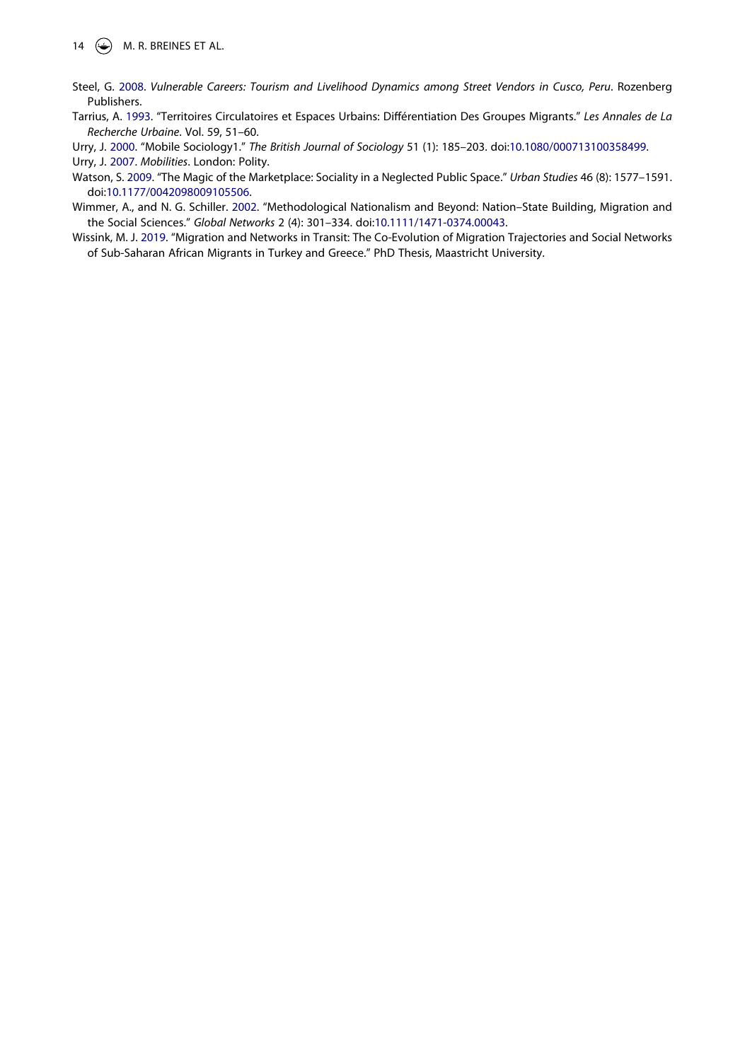Steel, G. 2008. *Vulnerable Careers: Tourism and Livelihood Dynamics among Street Vendors in Cusco, Peru*. Rozenberg Publishers.

Tarrius, A. 1993. "Territoires Circulatoires et Espaces Urbains: Différentiation Des Groupes Migrants." *Les Annales de La Recherche Urbaine*. Vol. 59, 51–60.

Urry, J. 2000. "Mobile Sociology1." *The British Journal of Sociology* 51 (1): 185–203. doi:10.1080/000713100358499.

Urry, J. 2007. *Mobilities*. London: Polity.

Watson, S. 2009. "The Magic of the Marketplace: Sociality in a Neglected Public Space." *Urban Studies* 46 (8): 1577–1591. doi:10.1177/0042098009105506.

Wimmer, A., and N. G. Schiller. 2002. "Methodological Nationalism and Beyond: Nation–State Building, Migration and the Social Sciences." *Global Networks* 2 (4): 301–334. doi:10.1111/1471-0374.00043.

Wissink, M. J. 2019. "Migration and Networks in Transit: The Co-Evolution of Migration Trajectories and Social Networks of Sub-Saharan African Migrants in Turkey and Greece." PhD Thesis, Maastricht University.